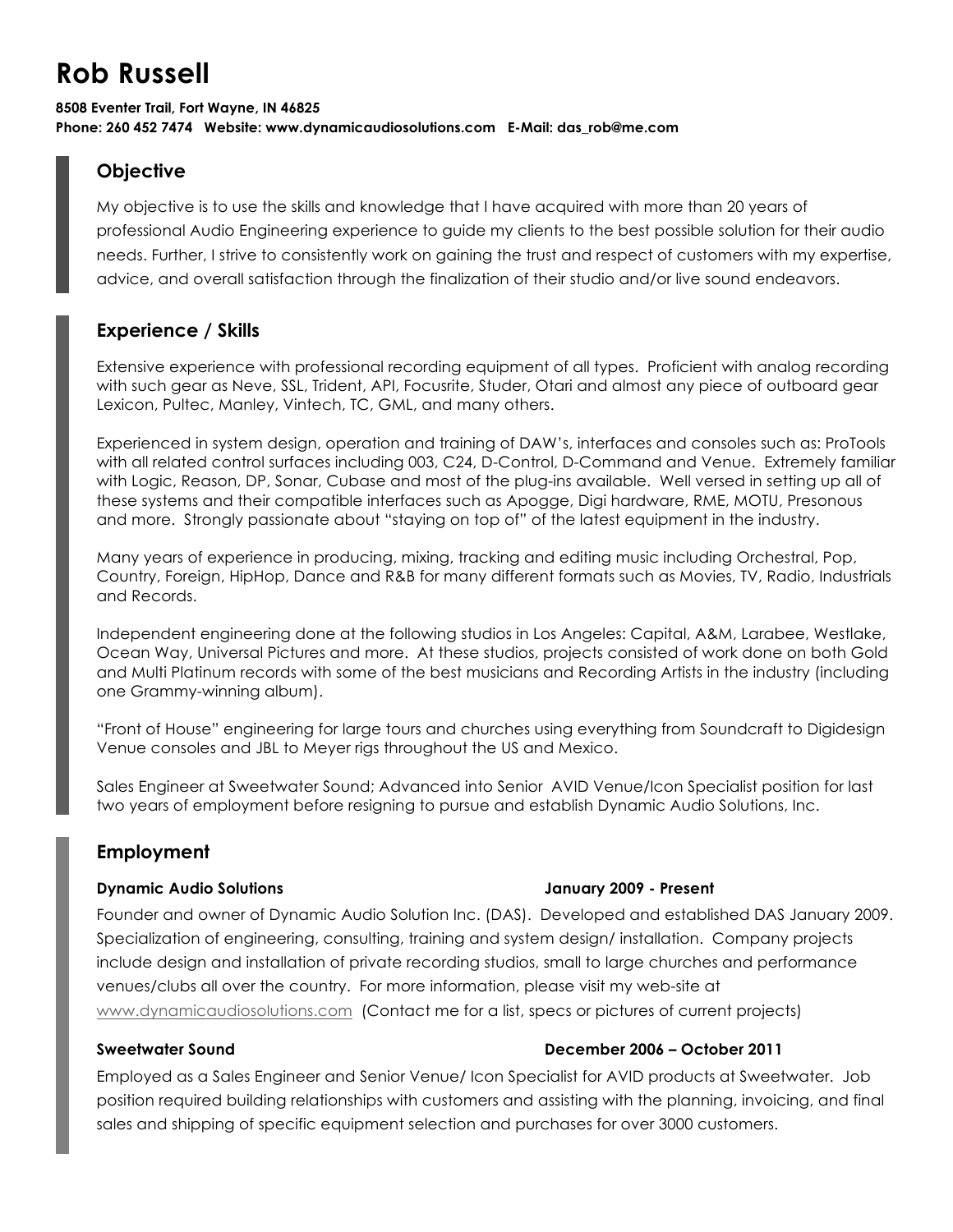# Rob Russell

**8508 Eventer Trail, Fort Wayne, IN 46825**
**Phone: 260 452 7474 Website: www.dynamicaudiosolutions.com E-Mail: das_rob@me.com**

## Objective

My objective is to use the skills and knowledge that I have acquired with more than 20 years of professional Audio Engineering experience to guide my clients to the best possible solution for their audio needs. Further, I strive to consistently work on gaining the trust and respect of customers with my expertise, advice, and overall satisfaction through the finalization of their studio and/or live sound endeavors.

## Experience / Skills

Extensive experience with professional recording equipment of all types. Proficient with analog recording with such gear as Neve, SSL, Trident, API, Focusrite, Studer, Otari and almost any piece of outboard gear Lexicon, Pultec, Manley, Vintech, TC, GML, and many others.

Experienced in system design, operation and training of DAW's, interfaces and consoles such as: ProTools with all related control surfaces including 003, C24, D-Control, D-Command and Venue. Extremely familiar with Logic, Reason, DP, Sonar, Cubase and most of the plug-ins available. Well versed in setting up all of these systems and their compatible interfaces such as Apogge, Digi hardware, RME, MOTU, Presonous and more. Strongly passionate about "staying on top of" of the latest equipment in the industry.

Many years of experience in producing, mixing, tracking and editing music including Orchestral, Pop, Country, Foreign, HipHop, Dance and R&B for many different formats such as Movies, TV, Radio, Industrials and Records.

Independent engineering done at the following studios in Los Angeles: Capital, A&M, Larabee, Westlake, Ocean Way, Universal Pictures and more. At these studios, projects consisted of work done on both Gold and Multi Platinum records with some of the best musicians and Recording Artists in the industry (including one Grammy-winning album).

"Front of House" engineering for large tours and churches using everything from Soundcraft to Digidesign Venue consoles and JBL to Meyer rigs throughout the US and Mexico.

Sales Engineer at Sweetwater Sound; Advanced into Senior AVID Venue/Icon Specialist position for last two years of employment before resigning to pursue and establish Dynamic Audio Solutions, Inc.

## Employment

**Dynamic Audio Solutions** **January 2009 - Present**

Founder and owner of Dynamic Audio Solution Inc. (DAS). Developed and established DAS January 2009. Specialization of engineering, consulting, training and system design/ installation. Company projects include design and installation of private recording studios, small to large churches and performance venues/clubs all over the country. For more information, please visit my web-site at www.dynamicaudiosolutions.com (Contact me for a list, specs or pictures of current projects)

**Sweetwater Sound** **December 2006 – October 2011**

Employed as a Sales Engineer and Senior Venue/ Icon Specialist for AVID products at Sweetwater. Job position required building relationships with customers and assisting with the planning, invoicing, and final sales and shipping of specific equipment selection and purchases for over 3000 customers.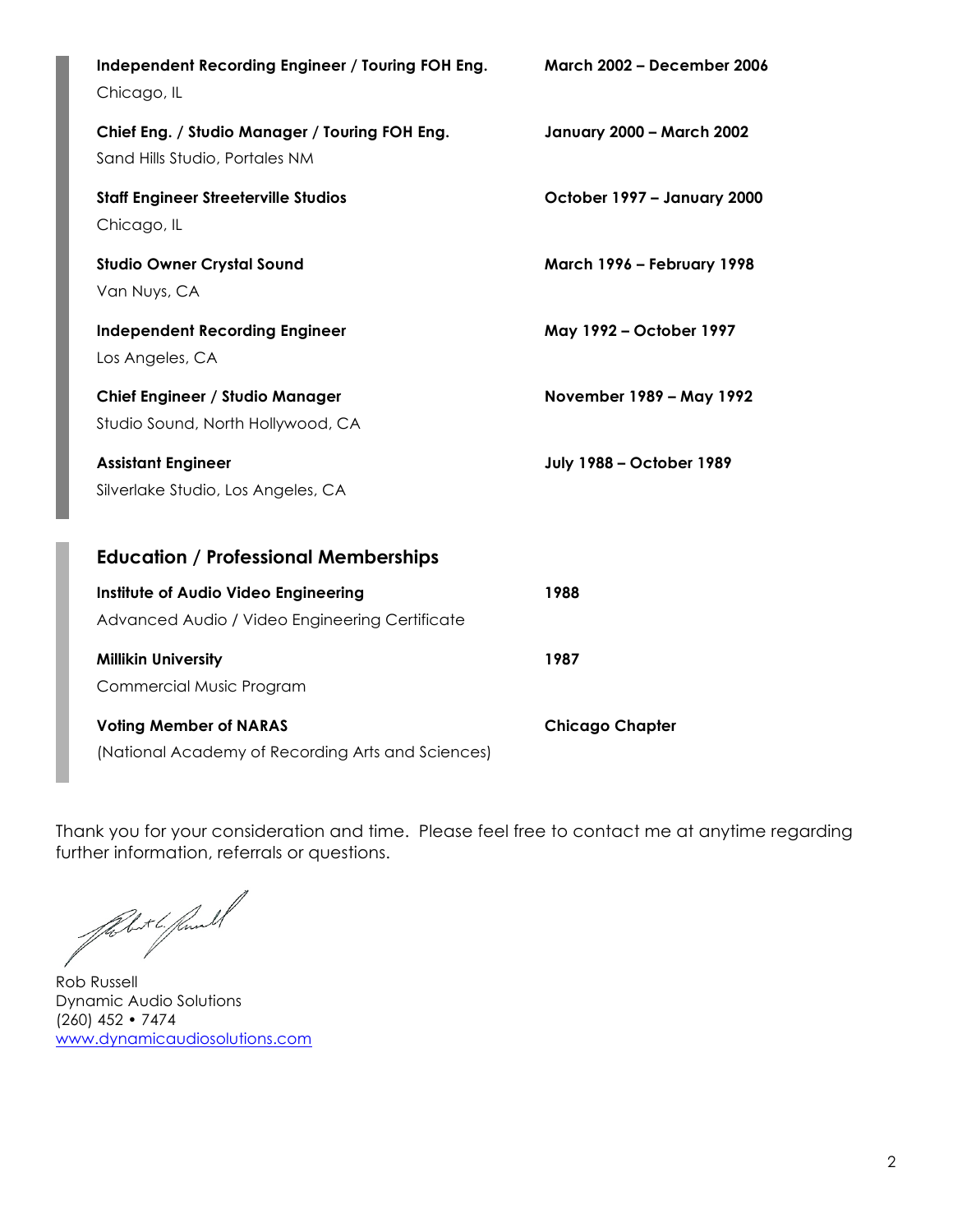**Independent Recording Engineer / Touring FOH Eng.** **March 2002 – December 2006**
Chicago, IL

**Chief Eng. / Studio Manager / Touring FOH Eng.** **January 2000 – March 2002**
Sand Hills Studio, Portales NM

**Staff Engineer Streeterville Studios** **October 1997 – January 2000**
Chicago, IL

**Studio Owner Crystal Sound** **March 1996 – February 1998**
Van Nuys, CA

**Independent Recording Engineer** **May 1992 – October 1997**
Los Angeles, CA

**Chief Engineer / Studio Manager** **November 1989 – May 1992**
Studio Sound, North Hollywood, CA

**Assistant Engineer** **July 1988 – October 1989**
Silverlake Studio, Los Angeles, CA

## Education / Professional Memberships

**Institute of Audio Video Engineering** **1988**
Advanced Audio / Video Engineering Certificate

**Millikin University** **1987**
Commercial Music Program

**Voting Member of NARAS** **Chicago Chapter**
(National Academy of Recording Arts and Sciences)

Thank you for your consideration and time. Please feel free to contact me at anytime regarding further information, referrals or questions.

Rob Russell
Dynamic Audio Solutions
(260) 452 • 7474
www.dynamicaudiosolutions.com